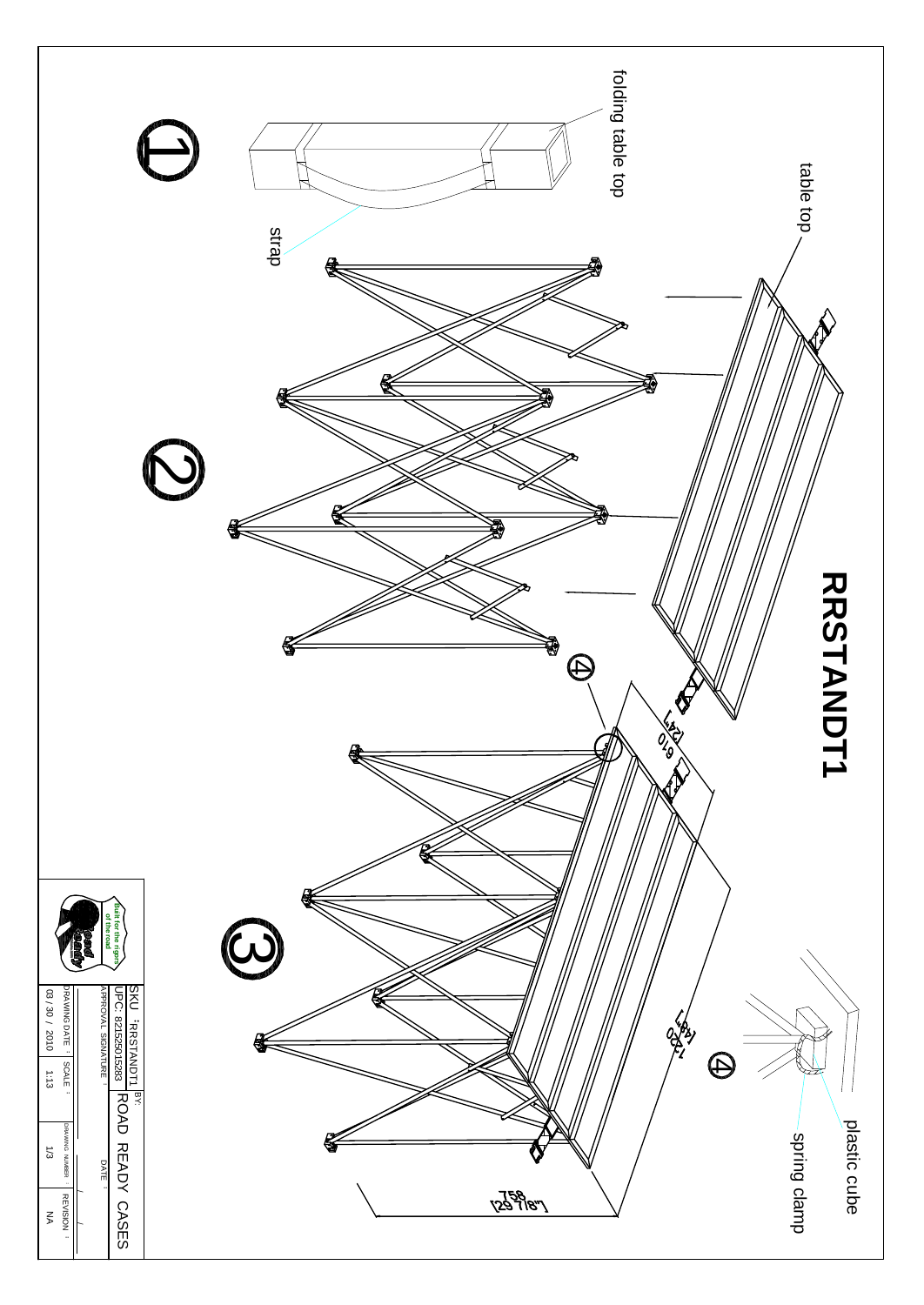# RRSTANDT1

①

folding table top

strap

table top

②

③

④

610 [24"]

1220 [48"]

758 [29 7/8"]

④

plastic cube

spring clamp

| SKU : RRSTANDT1 | BY: |
| --- | --- |
| UPC: 821525015283 | ROAD READY CASES |
| APPROVAL SIGNATURE : | DATE : |

| DRAWING DATE : | SCALE : | DRAWING NUMBER : | REVISION : |
| --- | --- | --- | --- |
| 03 / 30 / 2010 | 1:13 | 1/3 | NA |

Road Ready — Built for the rigors of the road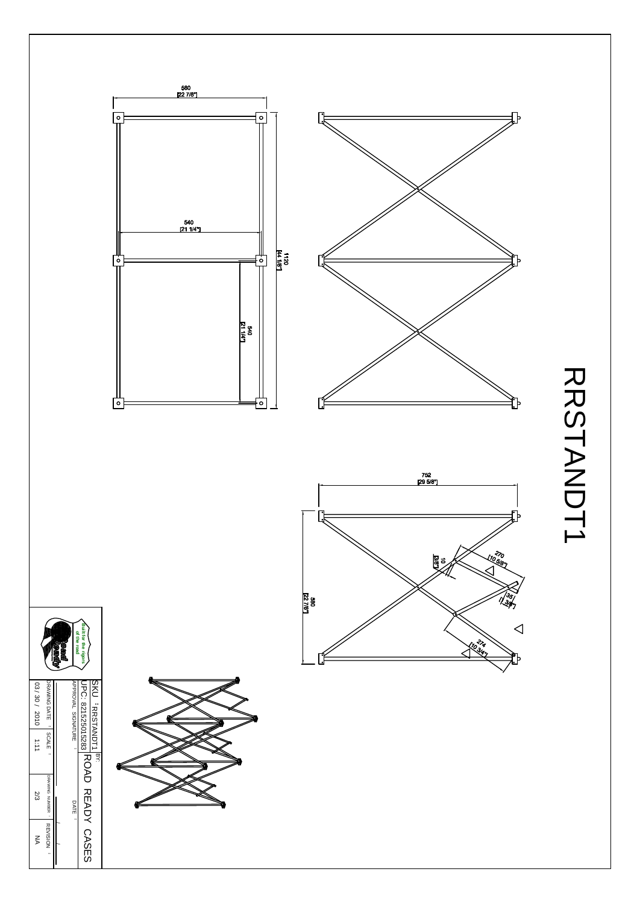# RRSTANDT1

580 [22 7/8"]

540 [21 1/4"]

1120 [44 1/8"]

540 [21 1/4"]

752 [29 5/8"]

580 [22 7/8"]

10 [3/8"]

270 [10 5/8"]

35 [1 3/8"]

274 [10 3/4"]

Built for the rigors of the road

| SKU : RRSTANDT1 | BY: | | |
|---|---|---|---|
| UPC: 821525015283 | ROAD READY CASES | | |
| APPROVAL SIGNATURE : | | DATE : | |
| DRAWING DATE : | SCALE : | DRAWING NUMBER : | REVISION : |
| 03 / 30 / 2010 | 1:11 | 2/3 | NA |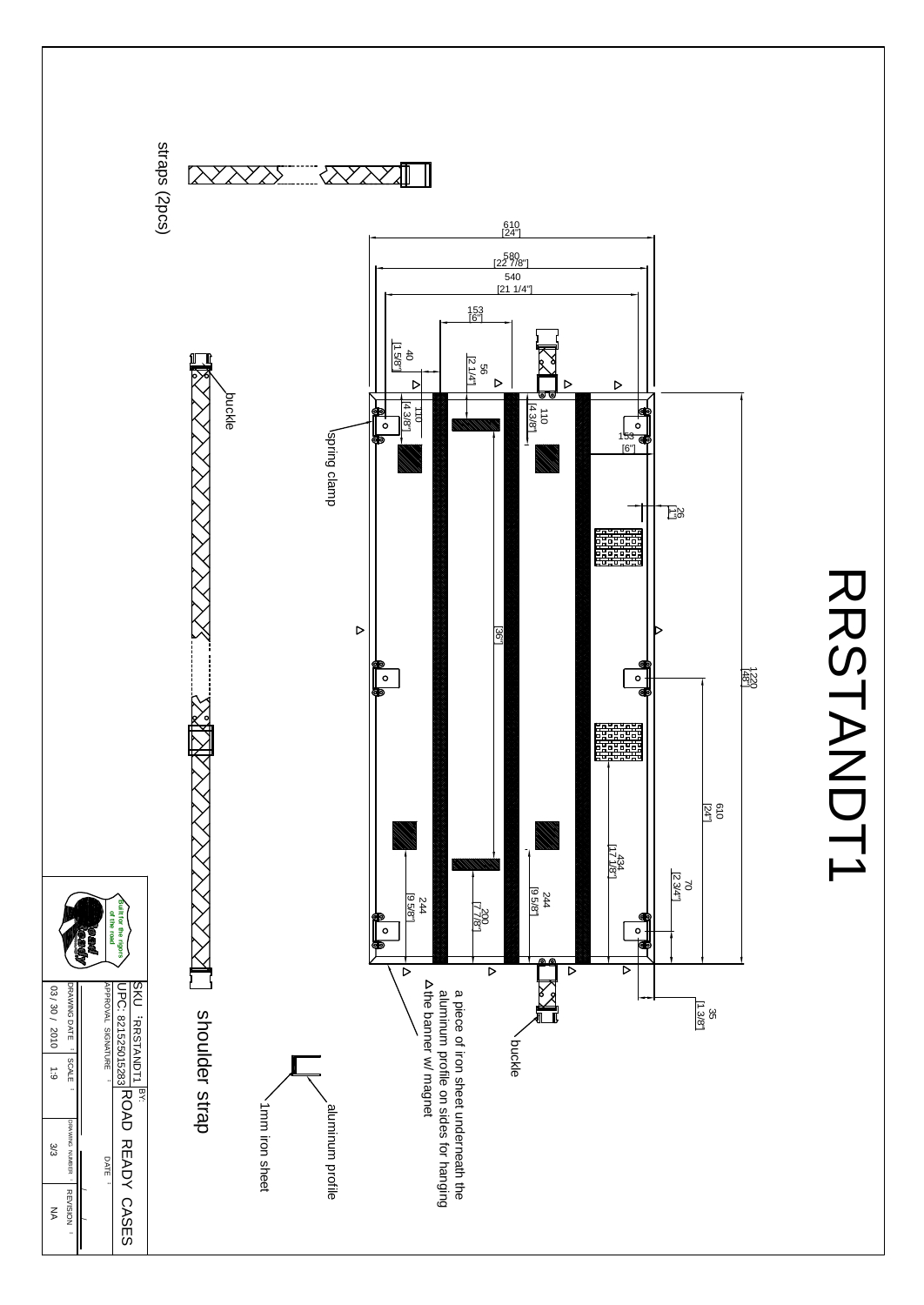# RRSTANDT1

straps (2pcs)

buckle

spring clamp

shoulder strap

buckle

a piece of iron sheet underneath the aluminum profile on sides for hanging

▷ the banner w/ magnet

1mm iron sheet

aluminum profile

610 [24"]

580 [22 7/8"]

540 [21 1/4"]

153 [6"]

40 [1 5/8"]

56 [2 1/4"]

110 [4 3/8"]

110 [4 3/8"]

153 [6"]

26 [1"]

[36"]

1220 [48"]

610 [24"]

434 [17 1/8"]

70 [2 3/4"]

244 [9 5/8"]

200 [7 7/8"]

244 [9 5/8"]

35 [1 3/8"]

Built for the rigors of the road

Road Ready

| | | | |
|---|---|---|---|
| SKU : RRSTANDT1 | | BY: | |
| UPC: 821525015283 | | ROAD READY CASES | |
| APPROVAL SIGNATURE : | | DATE : | |
| DRAWING DATE : 03 / 30 / 2010 | SCALE : 1:9 | DRAWING NUMBER : 3/3 | REVISION : NA |